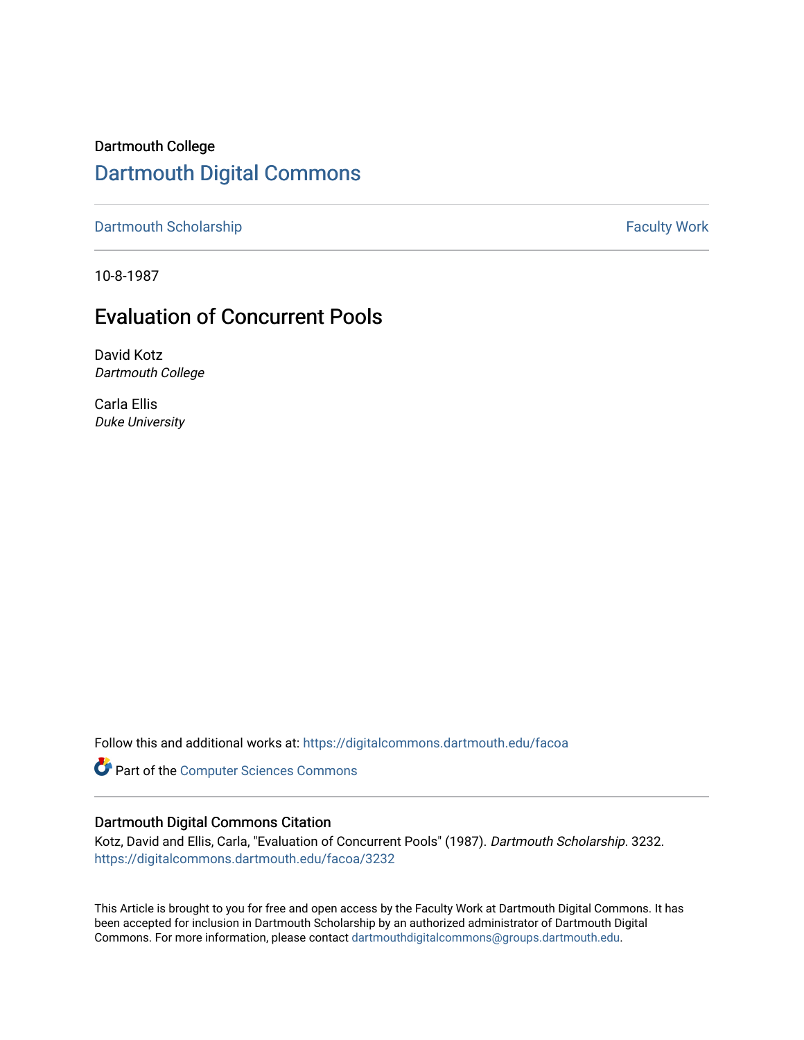Dartmouth College

# Dartmouth Digital Commons

Dartmouth Scholarship | Faculty Work

10-8-1987

## Evaluation of Concurrent Pools

David Kotz
*Dartmouth College*

Carla Ellis
*Duke University*

Follow this and additional works at: https://digitalcommons.dartmouth.edu/facoa

Part of the Computer Sciences Commons

### Dartmouth Digital Commons Citation

Kotz, David and Ellis, Carla, "Evaluation of Concurrent Pools" (1987). *Dartmouth Scholarship*. 3232.
https://digitalcommons.dartmouth.edu/facoa/3232

This Article is brought to you for free and open access by the Faculty Work at Dartmouth Digital Commons. It has been accepted for inclusion in Dartmouth Scholarship by an authorized administrator of Dartmouth Digital Commons. For more information, please contact dartmouthdigitalcommons@groups.dartmouth.edu.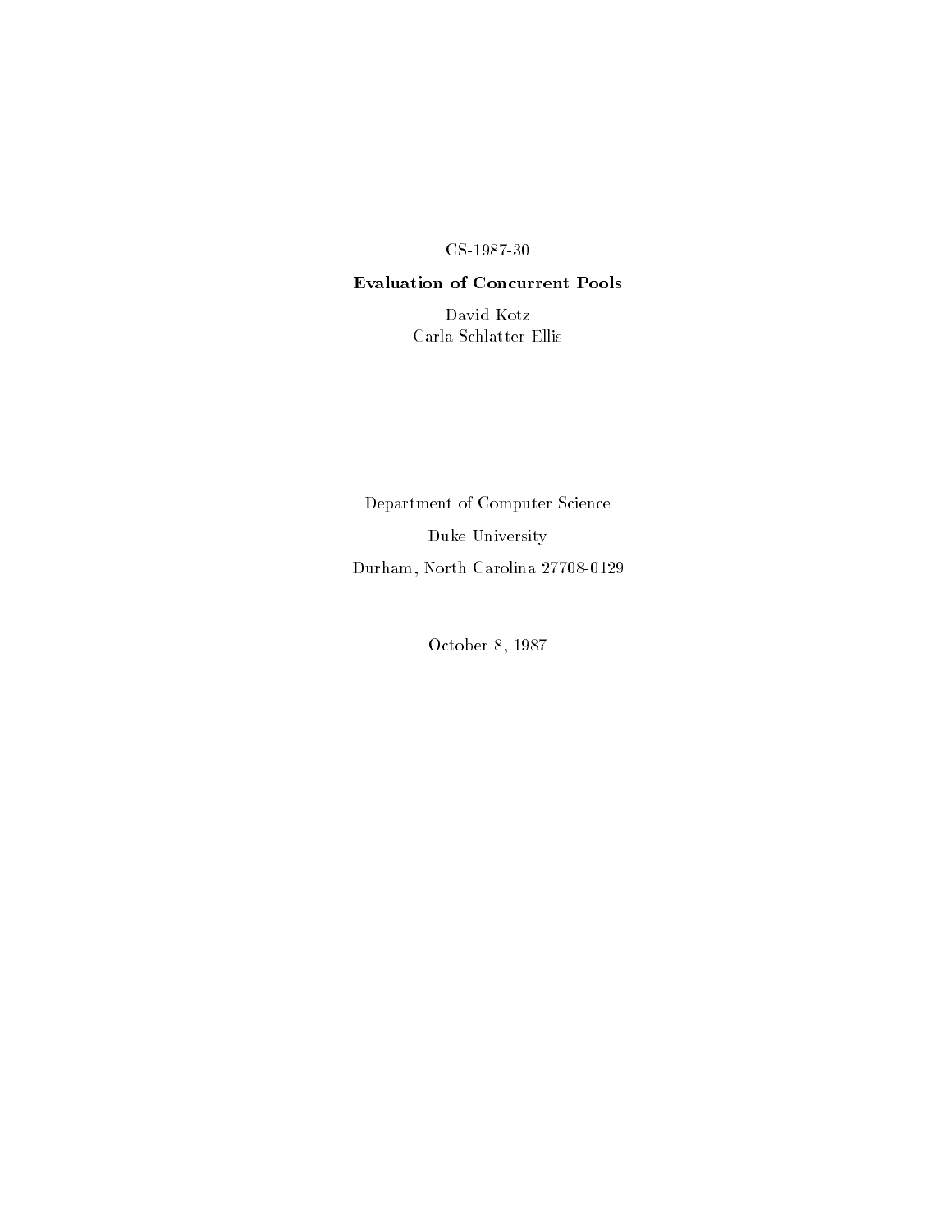CS-1987-30

**Evaluation of Concurrent Pools**

David Kotz
Carla Schlatter Ellis

Department of Computer Science

Duke University

Durham, North Carolina 27708-0129

October 8, 1987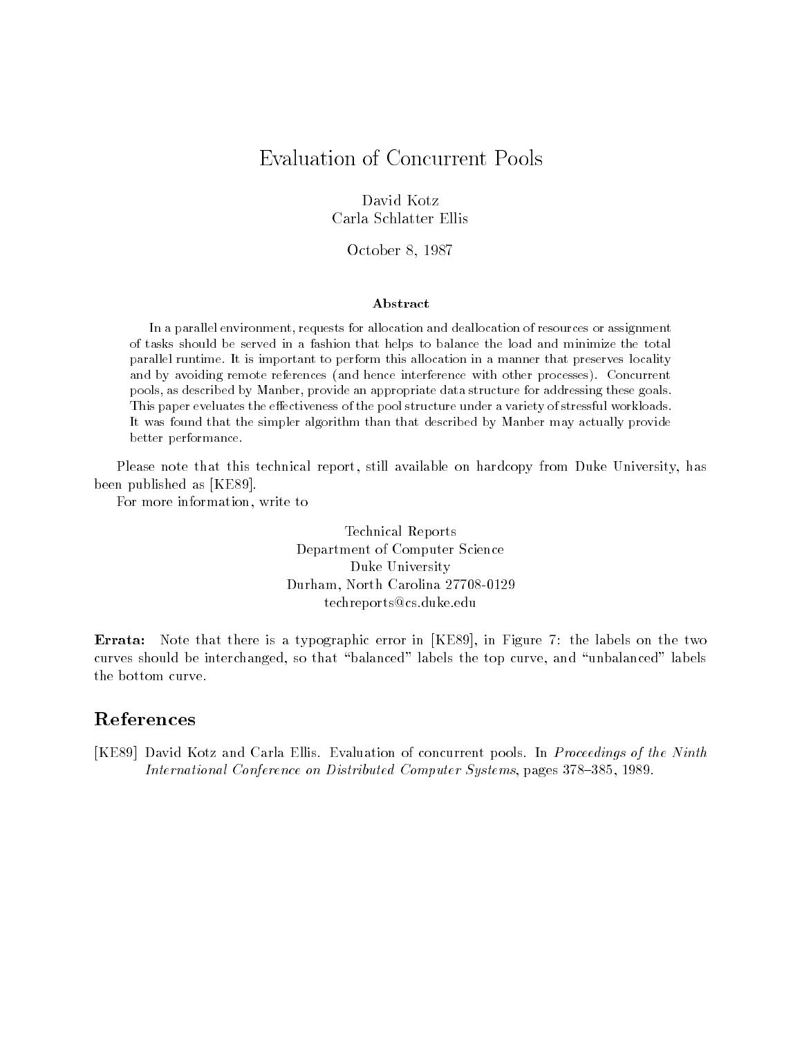# Evaluation of Concurrent Pools

David Kotz
Carla Schlatter Ellis

October 8, 1987

**Abstract**

In a parallel environment, requests for allocation and deallocation of resources or assignment of tasks should be served in a fashion that helps to balance the load and minimize the total parallel runtime. It is important to perform this allocation in a manner that preserves locality and by avoiding remote references (and hence interference with other processes). Concurrent pools, as described by Manber, provide an appropriate data structure for addressing these goals. This paper eveluates the effectiveness of the pool structure under a variety of stressful workloads. It was found that the simpler algorithm than that described by Manber may actually provide better performance.

Please note that this technical report, still available on hardcopy from Duke University, has been published as [KE89].

For more information, write to

Technical Reports
Department of Computer Science
Duke University
Durham, North Carolina 27708-0129
techreports@cs.duke.edu

**Errata:** Note that there is a typographic error in [KE89], in Figure 7: the labels on the two curves should be interchanged, so that "balanced" labels the top curve, and "unbalanced" labels the bottom curve.

## References

[KE89] David Kotz and Carla Ellis. Evaluation of concurrent pools. In *Proceedings of the Ninth International Conference on Distributed Computer Systems*, pages 378–385, 1989.